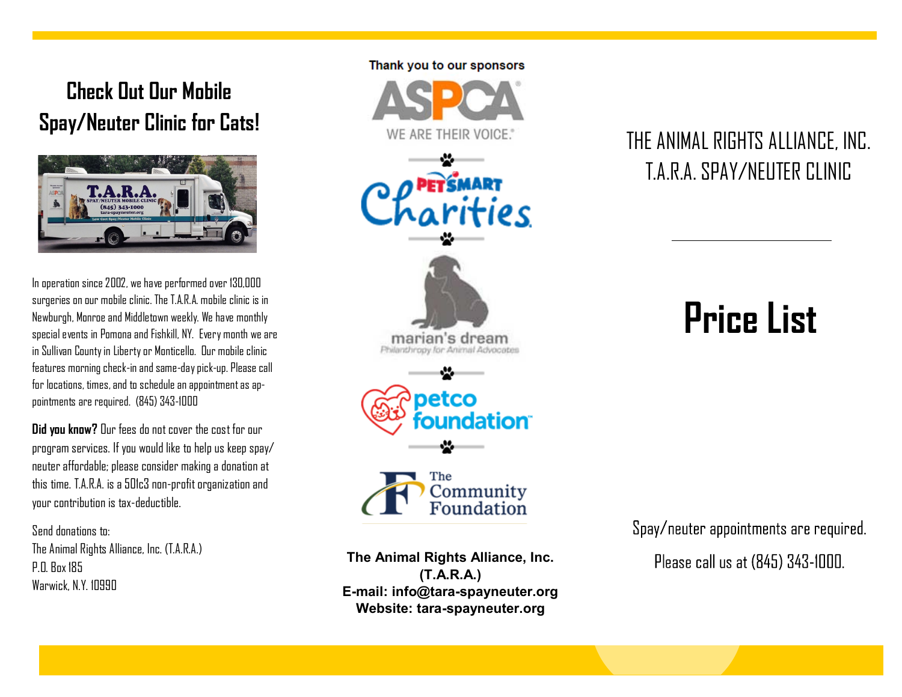## Check Out Our Mobile Spay/Neuter Clinic for Cats!

In operation since 2002, we have performed over 130,000 surgeries on our mobile clinic. The T.A.R.A. mobile clinic is in Newburgh, Monroe and Middletown weekly. We have monthly special events in Pomona and Fishkill, NY. Every month we are in Sullivan County in Liberty or Monticello. Our mobile clinic features morning check-in and same-day pick-up. Please call for locations, times, and to schedule an appointment as appointments are required. (845) 343-1000

**Did you know?** Our fees do not cover the cost for our program services. If you would like to help us keep spay/neuter affordable; please consider making a donation at this time. T.A.R.A. is a 501c3 non-profit organization and your contribution is tax-deductible.

Send donations to:
The Animal Rights Alliance, Inc. (T.A.R.A.)
P.O. Box 185
Warwick, N.Y. 10990

Thank you to our sponsors

ASPCA — WE ARE THEIR VOICE.

PetSmart Charities

marian's dream — Philanthropy for Animal Advocates

petco foundation

The Community Foundation

**The Animal Rights Alliance, Inc. (T.A.R.A.)**
**E-mail: info@tara-spayneuter.org**
**Website: tara-spayneuter.org**

THE ANIMAL RIGHTS ALLIANCE, INC.
T.A.R.A. SPAY/NEUTER CLINIC

# Price List

Spay/neuter appointments are required.

Please call us at (845) 343-1000.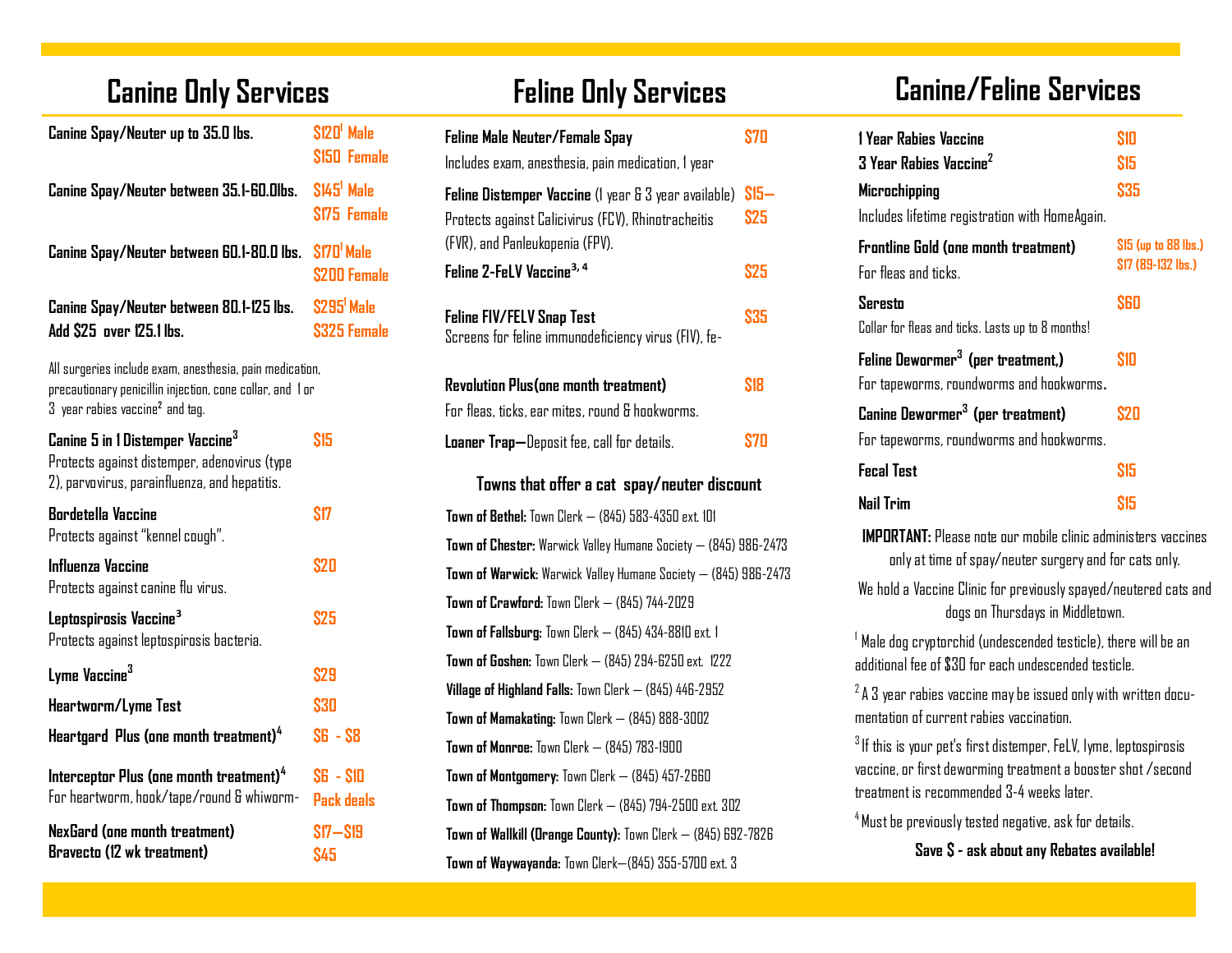# Canine Only Services

| | |
|---|---|
| **Canine Spay/Neuter up to 35.0 lbs.** | $120[1] Male<br>$150 Female |
| **Canine Spay/Neuter between 35.1-60.0lbs.** | $145[1] Male<br>$175 Female |
| **Canine Spay/Neuter between 60.1-80.0 lbs.** | $170[1] Male<br>$200 Female |
| **Canine Spay/Neuter between 80.1-125 lbs.**<br>**Add $25 over 125.1 lbs.** | $295[1] Male<br>$325 Female |

All surgeries include exam, anesthesia, pain medication, precautionary penicillin injection, cone collar, and 1 or 3 year rabies vaccine[2] and tag.

| | |
|---|---|
| **Canine 5 in 1 Distemper Vaccine[3]**<br>Protects against distemper, adenovirus (type 2), parvovirus, parainfluenza, and hepatitis. | $15 |
| **Bordetella Vaccine**<br>Protects against "kennel cough". | $17 |
| **Influenza Vaccine**<br>Protects against canine flu virus. | $20 |
| **Leptospirosis Vaccine[3]**<br>Protects against leptospirosis bacteria. | $25 |
| **Lyme Vaccine[3]** | $29 |
| **Heartworm/Lyme Test** | $30 |
| **Heartgard Plus (one month treatment)[4]** | $6 - $8 |
| **Interceptor Plus (one month treatment)[4]**<br>For heartworm, hook/tape/round & whiworm- | $6 - $10<br>Pack deals |
| **NexGard (one month treatment)** | $17—$19 |
| **Bravecto (12 wk treatment)** | $45 |

# Feline Only Services

| | |
|---|---|
| **Feline Male Neuter/Female Spay**<br>Includes exam, anesthesia, pain medication, 1 year | $70 |
| **Feline Distemper Vaccine** (1 year & 3 year available)<br>Protects against Calicivirus (FCV), Rhinotracheitis (FVR), and Panleukopenia (FPV). | $15—<br>$25 |
| **Feline 2-FeLV Vaccine[3, 4]** | $25 |
| **Feline FIV/FELV Snap Test**<br>Screens for feline immunodeficiency virus (FIV), fe- | $35 |
| **Revolution Plus(one month treatment)**<br>For fleas, ticks, ear mites, round & hookworms. | $18 |
| **Loaner Trap—**Deposit fee, call for details. | $70 |

### Towns that offer a cat spay/neuter discount

**Town of Bethel:** Town Clerk — (845) 583-4350 ext. 101

**Town of Chester:** Warwick Valley Humane Society — (845) 986-2473

**Town of Warwick:** Warwick Valley Humane Society — (845) 986-2473

**Town of Crawford:** Town Clerk — (845) 744-2029

**Town of Fallsburg:** Town Clerk — (845) 434-8810 ext. 1

**Town of Goshen:** Town Clerk — (845) 294-6250 ext. 1222

**Village of Highland Falls:** Town Clerk — (845) 446-2952

**Town of Mamakating:** Town Clerk — (845) 888-3002

**Town of Monroe:** Town Clerk — (845) 783-1900

**Town of Montgomery:** Town Clerk — (845) 457-2660

**Town of Thompson:** Town Clerk — (845) 794-2500 ext. 302

**Town of Wallkill (Orange County):** Town Clerk — (845) 692-7826

**Town of Waywayanda:** Town Clerk—(845) 355-5700 ext. 3

# Canine/Feline Services

| | |
|---|---|
| **1 Year Rabies Vaccine** | $10 |
| **3 Year Rabies Vaccine[2]** | $15 |
| **Microchipping**<br>Includes lifetime registration with HomeAgain. | $35 |
| **Frontline Gold (one month treatment)**<br>For fleas and ticks. | $15 (up to 88 lbs.)<br>$17 (89-132 lbs.) |
| **Seresto**<br>Collar for fleas and ticks. Lasts up to 8 months! | $60 |
| **Feline Dewormer[3] (per treatment,)**<br>For tapeworms, roundworms and hookworms. | $10 |
| **Canine Dewormer[3] (per treatment)**<br>For tapeworms, roundworms and hookworms. | $20 |
| **Fecal Test** | $15 |
| **Nail Trim** | $15 |

**IMPORTANT:** Please note our mobile clinic administers vaccines only at time of spay/neuter surgery and for cats only.

We hold a Vaccine Clinic for previously spayed/neutered cats and dogs on Thursdays in Middletown.

[1] Male dog cryptorchid (undescended testicle), there will be an additional fee of $30 for each undescended testicle.

[2] A 3 year rabies vaccine may be issued only with written documentation of current rabies vaccination.

[3] If this is your pet's first distemper, FeLV, lyme, leptospirosis vaccine, or first deworming treatment a booster shot /second treatment is recommended 3-4 weeks later.

[4] Must be previously tested negative, ask for details.

**Save $ - ask about any Rebates available!**